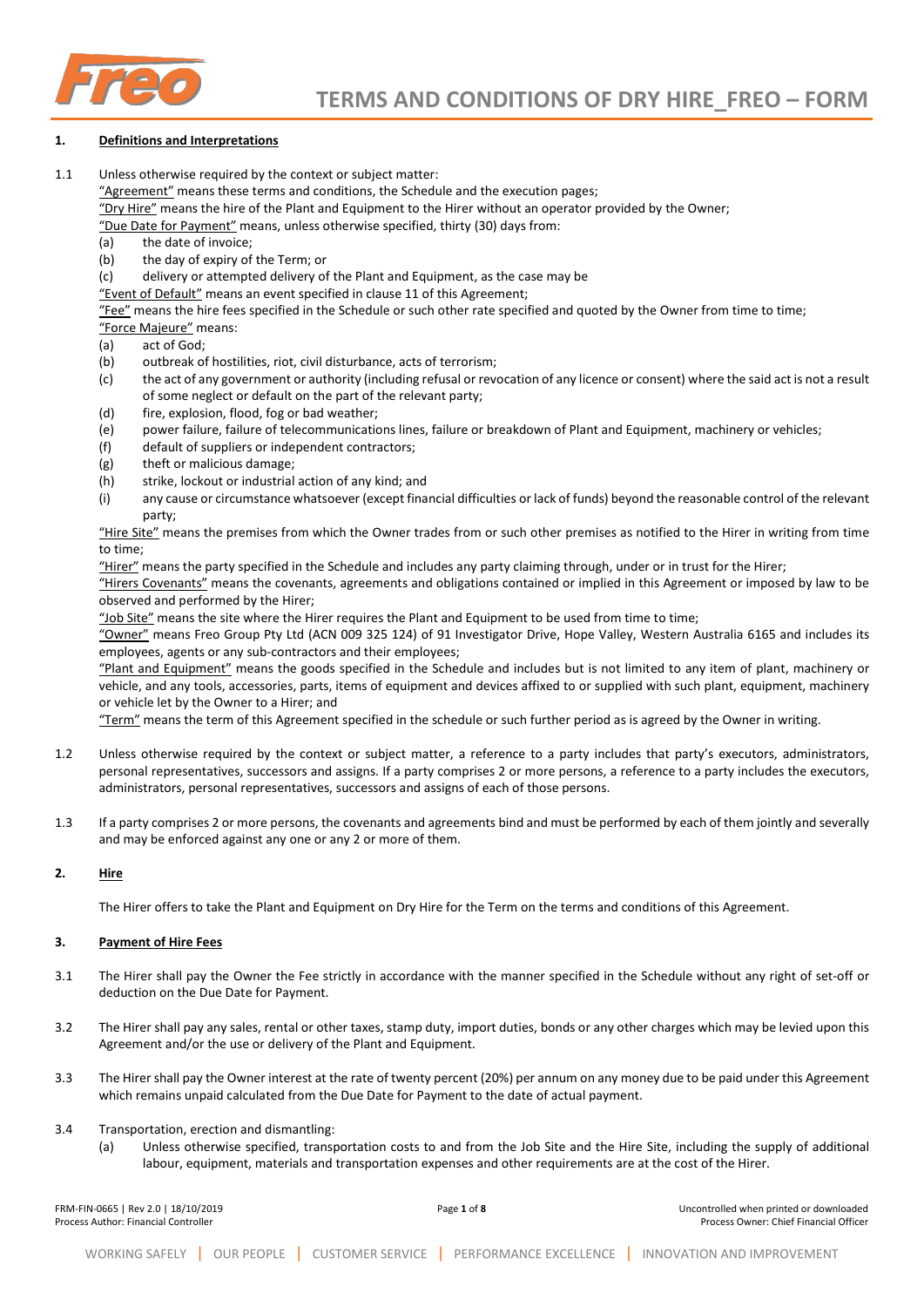# TERMS AND CONDITIONS OF DRY HIRE_FREO – FORM

## 1. Definitions and Interpretations

1.1 Unless otherwise required by the context or subject matter:

"Agreement" means these terms and conditions, the Schedule and the execution pages;

"Dry Hire" means the hire of the Plant and Equipment to the Hirer without an operator provided by the Owner;

"Due Date for Payment" means, unless otherwise specified, thirty (30) days from:

(a) the date of invoice;
(b) the day of expiry of the Term; or
(c) delivery or attempted delivery of the Plant and Equipment, as the case may be

"Event of Default" means an event specified in clause 11 of this Agreement;

"Fee" means the hire fees specified in the Schedule or such other rate specified and quoted by the Owner from time to time;

"Force Majeure" means:

(a) act of God;
(b) outbreak of hostilities, riot, civil disturbance, acts of terrorism;
(c) the act of any government or authority (including refusal or revocation of any licence or consent) where the said act is not a result of some neglect or default on the part of the relevant party;
(d) fire, explosion, flood, fog or bad weather;
(e) power failure, failure of telecommunications lines, failure or breakdown of Plant and Equipment, machinery or vehicles;
(f) default of suppliers or independent contractors;
(g) theft or malicious damage;
(h) strike, lockout or industrial action of any kind; and
(i) any cause or circumstance whatsoever (except financial difficulties or lack of funds) beyond the reasonable control of the relevant party;

"Hire Site" means the premises from which the Owner trades from or such other premises as notified to the Hirer in writing from time to time;

"Hirer" means the party specified in the Schedule and includes any party claiming through, under or in trust for the Hirer;

"Hirers Covenants" means the covenants, agreements and obligations contained or implied in this Agreement or imposed by law to be observed and performed by the Hirer;

"Job Site" means the site where the Hirer requires the Plant and Equipment to be used from time to time;

"Owner" means Freo Group Pty Ltd (ACN 009 325 124) of 91 Investigator Drive, Hope Valley, Western Australia 6165 and includes its employees, agents or any sub-contractors and their employees;

"Plant and Equipment" means the goods specified in the Schedule and includes but is not limited to any item of plant, machinery or vehicle, and any tools, accessories, parts, items of equipment and devices affixed to or supplied with such plant, equipment, machinery or vehicle let by the Owner to a Hirer; and

"Term" means the term of this Agreement specified in the schedule or such further period as is agreed by the Owner in writing.

1.2 Unless otherwise required by the context or subject matter, a reference to a party includes that party's executors, administrators, personal representatives, successors and assigns. If a party comprises 2 or more persons, a reference to a party includes the executors, administrators, personal representatives, successors and assigns of each of those persons.

1.3 If a party comprises 2 or more persons, the covenants and agreements bind and must be performed by each of them jointly and severally and may be enforced against any one or any 2 or more of them.

## 2. Hire

The Hirer offers to take the Plant and Equipment on Dry Hire for the Term on the terms and conditions of this Agreement.

## 3. Payment of Hire Fees

3.1 The Hirer shall pay the Owner the Fee strictly in accordance with the manner specified in the Schedule without any right of set-off or deduction on the Due Date for Payment.

3.2 The Hirer shall pay any sales, rental or other taxes, stamp duty, import duties, bonds or any other charges which may be levied upon this Agreement and/or the use or delivery of the Plant and Equipment.

3.3 The Hirer shall pay the Owner interest at the rate of twenty percent (20%) per annum on any money due to be paid under this Agreement which remains unpaid calculated from the Due Date for Payment to the date of actual payment.

3.4 Transportation, erection and dismantling:

(a) Unless otherwise specified, transportation costs to and from the Job Site and the Hire Site, including the supply of additional labour, equipment, materials and transportation expenses and other requirements are at the cost of the Hirer.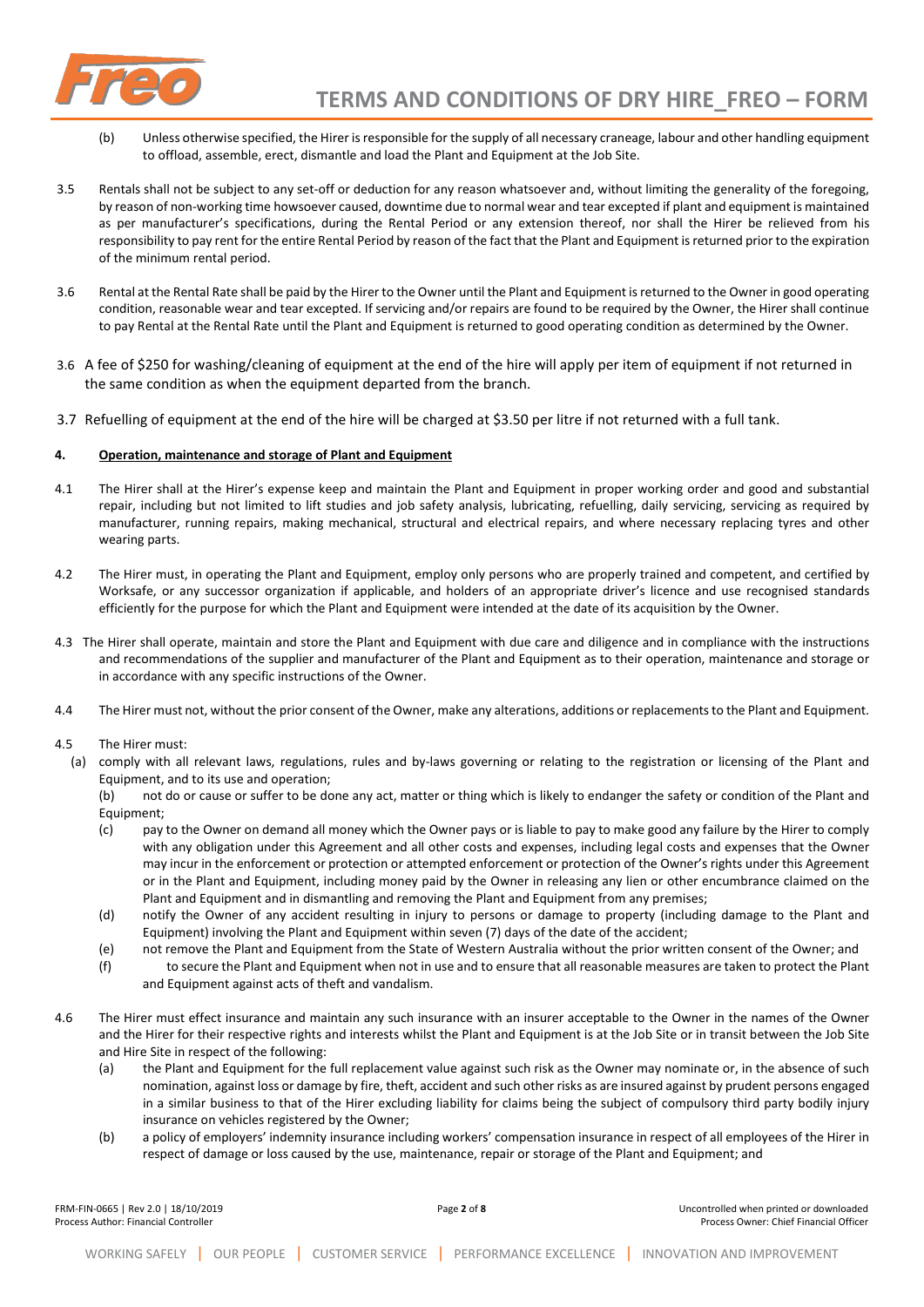(b) Unless otherwise specified, the Hirer is responsible for the supply of all necessary craneage, labour and other handling equipment to offload, assemble, erect, dismantle and load the Plant and Equipment at the Job Site.

3.5 Rentals shall not be subject to any set-off or deduction for any reason whatsoever and, without limiting the generality of the foregoing, by reason of non-working time howsoever caused, downtime due to normal wear and tear excepted if plant and equipment is maintained as per manufacturer's specifications, during the Rental Period or any extension thereof, nor shall the Hirer be relieved from his responsibility to pay rent for the entire Rental Period by reason of the fact that the Plant and Equipment is returned prior to the expiration of the minimum rental period.

3.6 Rental at the Rental Rate shall be paid by the Hirer to the Owner until the Plant and Equipment is returned to the Owner in good operating condition, reasonable wear and tear excepted. If servicing and/or repairs are found to be required by the Owner, the Hirer shall continue to pay Rental at the Rental Rate until the Plant and Equipment is returned to good operating condition as determined by the Owner.

3.6 A fee of $250 for washing/cleaning of equipment at the end of the hire will apply per item of equipment if not returned in the same condition as when the equipment departed from the branch.

3.7 Refuelling of equipment at the end of the hire will be charged at $3.50 per litre if not returned with a full tank.

## 4. Operation, maintenance and storage of Plant and Equipment

4.1 The Hirer shall at the Hirer's expense keep and maintain the Plant and Equipment in proper working order and good and substantial repair, including but not limited to lift studies and job safety analysis, lubricating, refuelling, daily servicing, servicing as required by manufacturer, running repairs, making mechanical, structural and electrical repairs, and where necessary replacing tyres and other wearing parts.

4.2 The Hirer must, in operating the Plant and Equipment, employ only persons who are properly trained and competent, and certified by Worksafe, or any successor organization if applicable, and holders of an appropriate driver's licence and use recognised standards efficiently for the purpose for which the Plant and Equipment were intended at the date of its acquisition by the Owner.

4.3 The Hirer shall operate, maintain and store the Plant and Equipment with due care and diligence and in compliance with the instructions and recommendations of the supplier and manufacturer of the Plant and Equipment as to their operation, maintenance and storage or in accordance with any specific instructions of the Owner.

4.4 The Hirer must not, without the prior consent of the Owner, make any alterations, additions or replacements to the Plant and Equipment.

4.5 The Hirer must:

(a) comply with all relevant laws, regulations, rules and by-laws governing or relating to the registration or licensing of the Plant and Equipment, and to its use and operation;

(b) not do or cause or suffer to be done any act, matter or thing which is likely to endanger the safety or condition of the Plant and Equipment;

(c) pay to the Owner on demand all money which the Owner pays or is liable to pay to make good any failure by the Hirer to comply with any obligation under this Agreement and all other costs and expenses, including legal costs and expenses that the Owner may incur in the enforcement or protection or attempted enforcement or protection of the Owner's rights under this Agreement or in the Plant and Equipment, including money paid by the Owner in releasing any lien or other encumbrance claimed on the Plant and Equipment and in dismantling and removing the Plant and Equipment from any premises;

(d) notify the Owner of any accident resulting in injury to persons or damage to property (including damage to the Plant and Equipment) involving the Plant and Equipment within seven (7) days of the date of the accident;

(e) not remove the Plant and Equipment from the State of Western Australia without the prior written consent of the Owner; and

(f) to secure the Plant and Equipment when not in use and to ensure that all reasonable measures are taken to protect the Plant and Equipment against acts of theft and vandalism.

4.6 The Hirer must effect insurance and maintain any such insurance with an insurer acceptable to the Owner in the names of the Owner and the Hirer for their respective rights and interests whilst the Plant and Equipment is at the Job Site or in transit between the Job Site and Hire Site in respect of the following:

(a) the Plant and Equipment for the full replacement value against such risk as the Owner may nominate or, in the absence of such nomination, against loss or damage by fire, theft, accident and such other risks as are insured against by prudent persons engaged in a similar business to that of the Hirer excluding liability for claims being the subject of compulsory third party bodily injury insurance on vehicles registered by the Owner;

(b) a policy of employers' indemnity insurance including workers' compensation insurance in respect of all employees of the Hirer in respect of damage or loss caused by the use, maintenance, repair or storage of the Plant and Equipment; and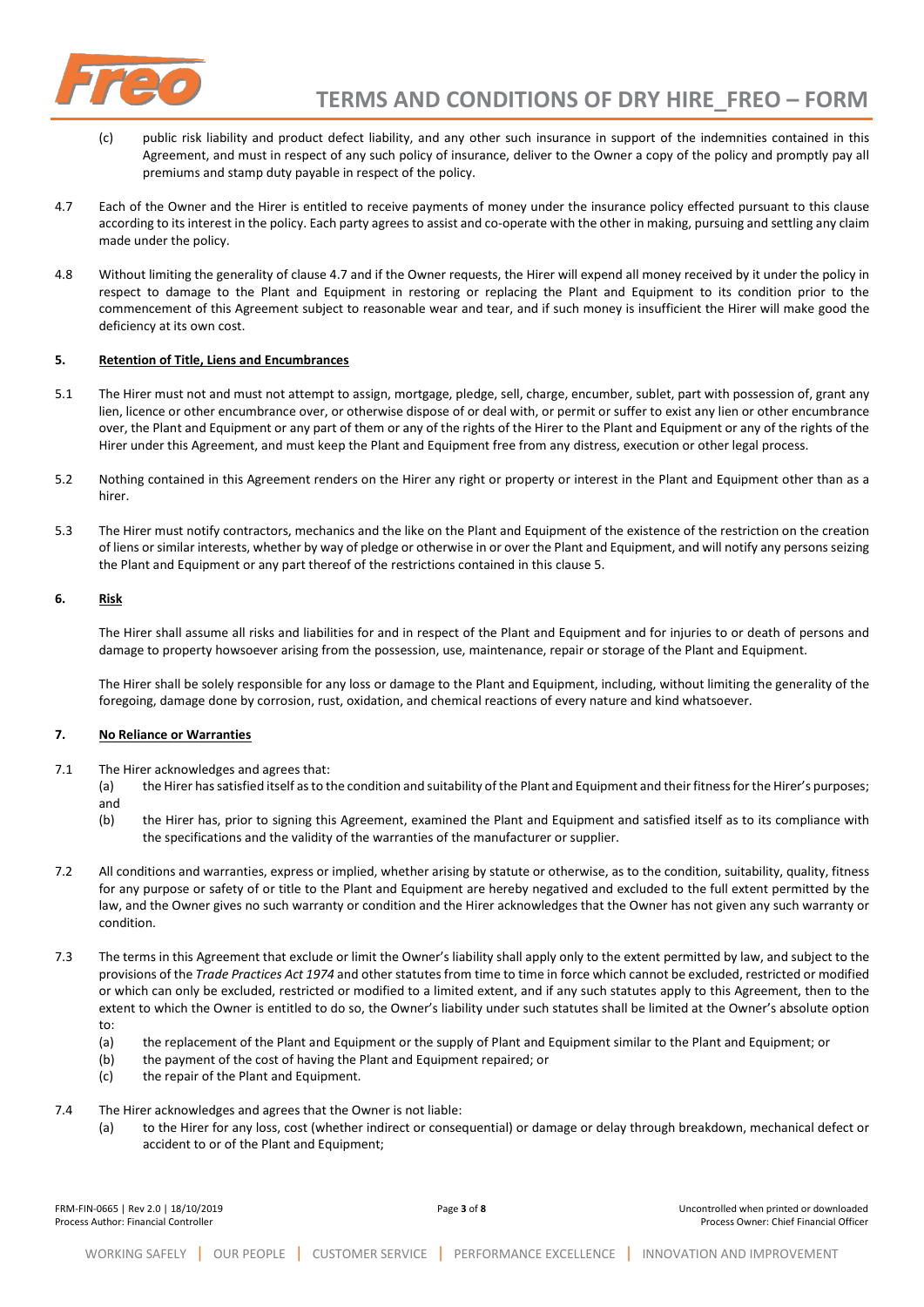(c) public risk liability and product defect liability, and any other such insurance in support of the indemnities contained in this Agreement, and must in respect of any such policy of insurance, deliver to the Owner a copy of the policy and promptly pay all premiums and stamp duty payable in respect of the policy.

4.7 Each of the Owner and the Hirer is entitled to receive payments of money under the insurance policy effected pursuant to this clause according to its interest in the policy. Each party agrees to assist and co-operate with the other in making, pursuing and settling any claim made under the policy.

4.8 Without limiting the generality of clause 4.7 and if the Owner requests, the Hirer will expend all money received by it under the policy in respect to damage to the Plant and Equipment in restoring or replacing the Plant and Equipment to its condition prior to the commencement of this Agreement subject to reasonable wear and tear, and if such money is insufficient the Hirer will make good the deficiency at its own cost.

## 5. Retention of Title, Liens and Encumbrances

5.1 The Hirer must not and must not attempt to assign, mortgage, pledge, sell, charge, encumber, sublet, part with possession of, grant any lien, licence or other encumbrance over, or otherwise dispose of or deal with, or permit or suffer to exist any lien or other encumbrance over, the Plant and Equipment or any part of them or any of the rights of the Hirer to the Plant and Equipment or any of the rights of the Hirer under this Agreement, and must keep the Plant and Equipment free from any distress, execution or other legal process.

5.2 Nothing contained in this Agreement renders on the Hirer any right or property or interest in the Plant and Equipment other than as a hirer.

5.3 The Hirer must notify contractors, mechanics and the like on the Plant and Equipment of the existence of the restriction on the creation of liens or similar interests, whether by way of pledge or otherwise in or over the Plant and Equipment, and will notify any persons seizing the Plant and Equipment or any part thereof of the restrictions contained in this clause 5.

## 6. Risk

The Hirer shall assume all risks and liabilities for and in respect of the Plant and Equipment and for injuries to or death of persons and damage to property howsoever arising from the possession, use, maintenance, repair or storage of the Plant and Equipment.

The Hirer shall be solely responsible for any loss or damage to the Plant and Equipment, including, without limiting the generality of the foregoing, damage done by corrosion, rust, oxidation, and chemical reactions of every nature and kind whatsoever.

## 7. No Reliance or Warranties

7.1 The Hirer acknowledges and agrees that:

(a) the Hirer has satisfied itself as to the condition and suitability of the Plant and Equipment and their fitness for the Hirer's purposes; and

(b) the Hirer has, prior to signing this Agreement, examined the Plant and Equipment and satisfied itself as to its compliance with the specifications and the validity of the warranties of the manufacturer or supplier.

7.2 All conditions and warranties, express or implied, whether arising by statute or otherwise, as to the condition, suitability, quality, fitness for any purpose or safety of or title to the Plant and Equipment are hereby negatived and excluded to the full extent permitted by the law, and the Owner gives no such warranty or condition and the Hirer acknowledges that the Owner has not given any such warranty or condition.

7.3 The terms in this Agreement that exclude or limit the Owner's liability shall apply only to the extent permitted by law, and subject to the provisions of the *Trade Practices Act 1974* and other statutes from time to time in force which cannot be excluded, restricted or modified or which can only be excluded, restricted or modified to a limited extent, and if any such statutes apply to this Agreement, then to the extent to which the Owner is entitled to do so, the Owner's liability under such statutes shall be limited at the Owner's absolute option to:

(a) the replacement of the Plant and Equipment or the supply of Plant and Equipment similar to the Plant and Equipment; or

(b) the payment of the cost of having the Plant and Equipment repaired; or

(c) the repair of the Plant and Equipment.

7.4 The Hirer acknowledges and agrees that the Owner is not liable:

(a) to the Hirer for any loss, cost (whether indirect or consequential) or damage or delay through breakdown, mechanical defect or accident to or of the Plant and Equipment;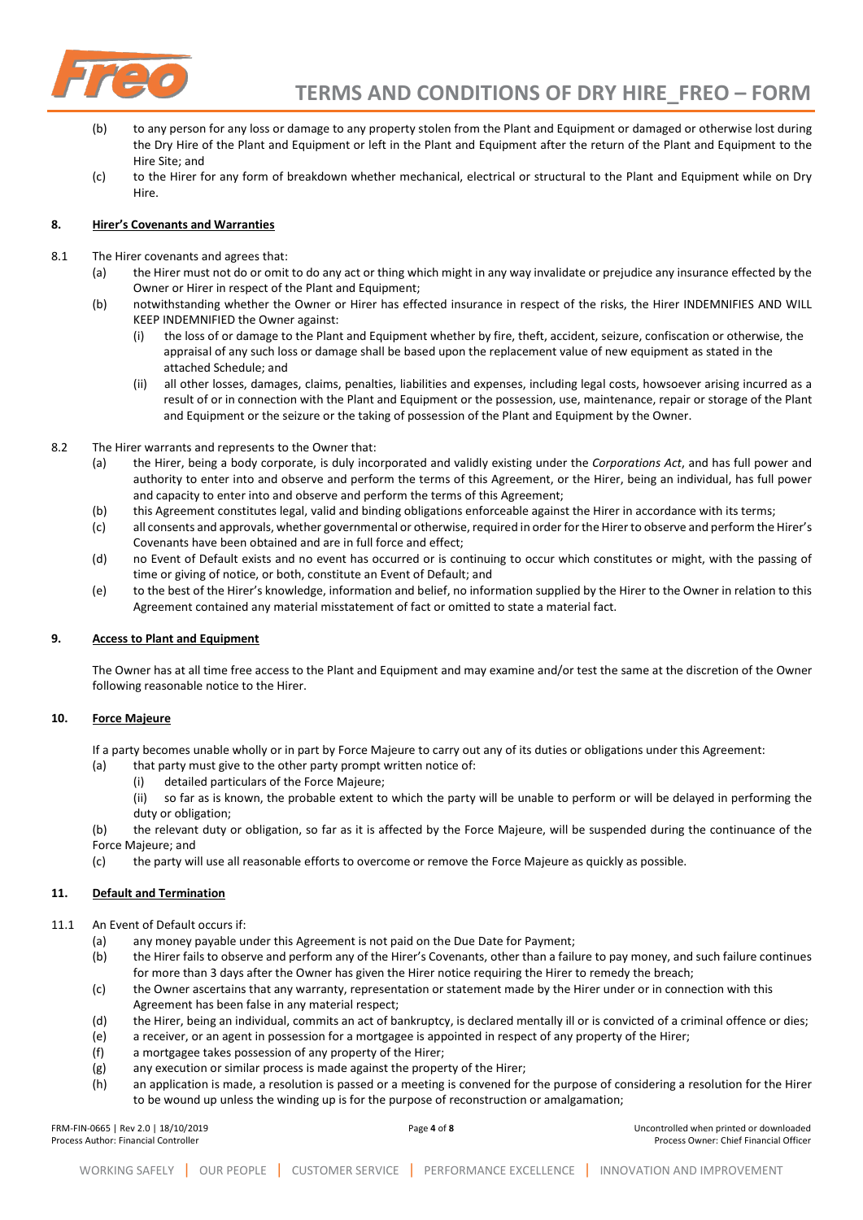(b) to any person for any loss or damage to any property stolen from the Plant and Equipment or damaged or otherwise lost during the Dry Hire of the Plant and Equipment or left in the Plant and Equipment after the return of the Plant and Equipment to the Hire Site; and

(c) to the Hirer for any form of breakdown whether mechanical, electrical or structural to the Plant and Equipment while on Dry Hire.

## 8. Hirer's Covenants and Warranties

8.1 The Hirer covenants and agrees that:

- (a) the Hirer must not do or omit to do any act or thing which might in any way invalidate or prejudice any insurance effected by the Owner or Hirer in respect of the Plant and Equipment;
- (b) notwithstanding whether the Owner or Hirer has effected insurance in respect of the risks, the Hirer INDEMNIFIES AND WILL KEEP INDEMNIFIED the Owner against:
  - (i) the loss of or damage to the Plant and Equipment whether by fire, theft, accident, seizure, confiscation or otherwise, the appraisal of any such loss or damage shall be based upon the replacement value of new equipment as stated in the attached Schedule; and
  - (ii) all other losses, damages, claims, penalties, liabilities and expenses, including legal costs, howsoever arising incurred as a result of or in connection with the Plant and Equipment or the possession, use, maintenance, repair or storage of the Plant and Equipment or the seizure or the taking of possession of the Plant and Equipment by the Owner.

8.2 The Hirer warrants and represents to the Owner that:

- (a) the Hirer, being a body corporate, is duly incorporated and validly existing under the *Corporations Act*, and has full power and authority to enter into and observe and perform the terms of this Agreement, or the Hirer, being an individual, has full power and capacity to enter into and observe and perform the terms of this Agreement;
- (b) this Agreement constitutes legal, valid and binding obligations enforceable against the Hirer in accordance with its terms;
- (c) all consents and approvals, whether governmental or otherwise, required in order for the Hirer to observe and perform the Hirer's Covenants have been obtained and are in full force and effect;
- (d) no Event of Default exists and no event has occurred or is continuing to occur which constitutes or might, with the passing of time or giving of notice, or both, constitute an Event of Default; and
- (e) to the best of the Hirer's knowledge, information and belief, no information supplied by the Hirer to the Owner in relation to this Agreement contained any material misstatement of fact or omitted to state a material fact.

## 9. Access to Plant and Equipment

The Owner has at all time free access to the Plant and Equipment and may examine and/or test the same at the discretion of the Owner following reasonable notice to the Hirer.

## 10. Force Majeure

If a party becomes unable wholly or in part by Force Majeure to carry out any of its duties or obligations under this Agreement:

- (a) that party must give to the other party prompt written notice of:
  - (i) detailed particulars of the Force Majeure;
  - (ii) so far as is known, the probable extent to which the party will be unable to perform or will be delayed in performing the duty or obligation;
- (b) the relevant duty or obligation, so far as it is affected by the Force Majeure, will be suspended during the continuance of the Force Majeure; and
- (c) the party will use all reasonable efforts to overcome or remove the Force Majeure as quickly as possible.

## 11. Default and Termination

11.1 An Event of Default occurs if:

- (a) any money payable under this Agreement is not paid on the Due Date for Payment;
- (b) the Hirer fails to observe and perform any of the Hirer's Covenants, other than a failure to pay money, and such failure continues for more than 3 days after the Owner has given the Hirer notice requiring the Hirer to remedy the breach;
- (c) the Owner ascertains that any warranty, representation or statement made by the Hirer under or in connection with this Agreement has been false in any material respect;
- (d) the Hirer, being an individual, commits an act of bankruptcy, is declared mentally ill or is convicted of a criminal offence or dies;
- (e) a receiver, or an agent in possession for a mortgagee is appointed in respect of any property of the Hirer;
- (f) a mortgagee takes possession of any property of the Hirer;
- (g) any execution or similar process is made against the property of the Hirer;
- (h) an application is made, a resolution is passed or a meeting is convened for the purpose of considering a resolution for the Hirer to be wound up unless the winding up is for the purpose of reconstruction or amalgamation;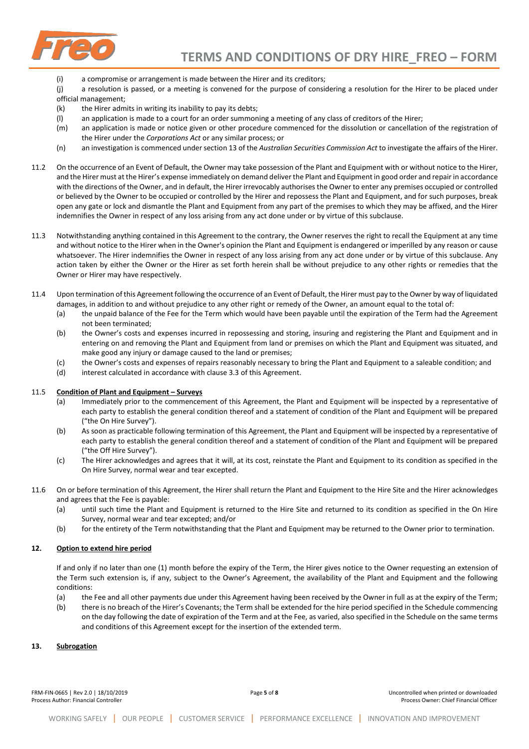(i) a compromise or arrangement is made between the Hirer and its creditors;

(j) a resolution is passed, or a meeting is convened for the purpose of considering a resolution for the Hirer to be placed under official management;

(k) the Hirer admits in writing its inability to pay its debts;

(l) an application is made to a court for an order summoning a meeting of any class of creditors of the Hirer;

(m) an application is made or notice given or other procedure commenced for the dissolution or cancellation of the registration of the Hirer under the *Corporations Act* or any similar process; or

(n) an investigation is commenced under section 13 of the *Australian Securities Commission Act* to investigate the affairs of the Hirer.

11.2 On the occurrence of an Event of Default, the Owner may take possession of the Plant and Equipment with or without notice to the Hirer, and the Hirer must at the Hirer's expense immediately on demand deliver the Plant and Equipment in good order and repair in accordance with the directions of the Owner, and in default, the Hirer irrevocably authorises the Owner to enter any premises occupied or controlled or believed by the Owner to be occupied or controlled by the Hirer and repossess the Plant and Equipment, and for such purposes, break open any gate or lock and dismantle the Plant and Equipment from any part of the premises to which they may be affixed, and the Hirer indemnifies the Owner in respect of any loss arising from any act done under or by virtue of this subclause.

11.3 Notwithstanding anything contained in this Agreement to the contrary, the Owner reserves the right to recall the Equipment at any time and without notice to the Hirer when in the Owner's opinion the Plant and Equipment is endangered or imperilled by any reason or cause whatsoever. The Hirer indemnifies the Owner in respect of any loss arising from any act done under or by virtue of this subclause. Any action taken by either the Owner or the Hirer as set forth herein shall be without prejudice to any other rights or remedies that the Owner or Hirer may have respectively.

11.4 Upon termination of this Agreement following the occurrence of an Event of Default, the Hirer must pay to the Owner by way of liquidated damages, in addition to and without prejudice to any other right or remedy of the Owner, an amount equal to the total of:

(a) the unpaid balance of the Fee for the Term which would have been payable until the expiration of the Term had the Agreement not been terminated;

(b) the Owner's costs and expenses incurred in repossessing and storing, insuring and registering the Plant and Equipment and in entering on and removing the Plant and Equipment from land or premises on which the Plant and Equipment was situated, and make good any injury or damage caused to the land or premises;

(c) the Owner's costs and expenses of repairs reasonably necessary to bring the Plant and Equipment to a saleable condition; and

(d) interest calculated in accordance with clause 3.3 of this Agreement.

11.5 **<u>Condition of Plant and Equipment – Surveys</u>**

(a) Immediately prior to the commencement of this Agreement, the Plant and Equipment will be inspected by a representative of each party to establish the general condition thereof and a statement of condition of the Plant and Equipment will be prepared ("the On Hire Survey").

(b) As soon as practicable following termination of this Agreement, the Plant and Equipment will be inspected by a representative of each party to establish the general condition thereof and a statement of condition of the Plant and Equipment will be prepared ("the Off Hire Survey").

(c) The Hirer acknowledges and agrees that it will, at its cost, reinstate the Plant and Equipment to its condition as specified in the On Hire Survey, normal wear and tear excepted.

11.6 On or before termination of this Agreement, the Hirer shall return the Plant and Equipment to the Hire Site and the Hirer acknowledges and agrees that the Fee is payable:

(a) until such time the Plant and Equipment is returned to the Hire Site and returned to its condition as specified in the On Hire Survey, normal wear and tear excepted; and/or

(b) for the entirety of the Term notwithstanding that the Plant and Equipment may be returned to the Owner prior to termination.

**12. <u>Option to extend hire period</u>**

If and only if no later than one (1) month before the expiry of the Term, the Hirer gives notice to the Owner requesting an extension of the Term such extension is, if any, subject to the Owner's Agreement, the availability of the Plant and Equipment and the following conditions:

(a) the Fee and all other payments due under this Agreement having been received by the Owner in full as at the expiry of the Term;

(b) there is no breach of the Hirer's Covenants; the Term shall be extended for the hire period specified in the Schedule commencing on the day following the date of expiration of the Term and at the Fee, as varied, also specified in the Schedule on the same terms and conditions of this Agreement except for the insertion of the extended term.

**13. <u>Subrogation</u>**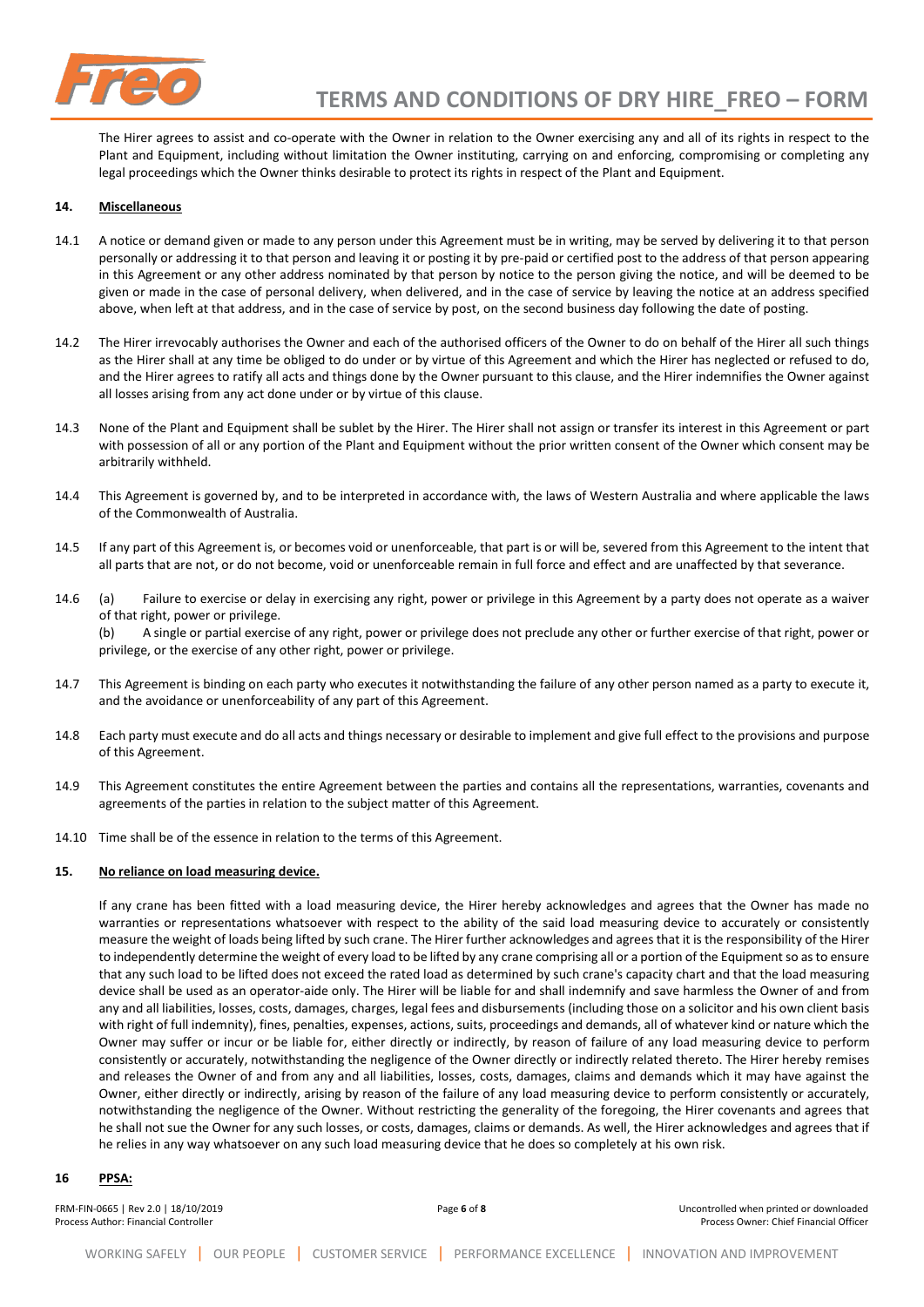The Hirer agrees to assist and co-operate with the Owner in relation to the Owner exercising any and all of its rights in respect to the Plant and Equipment, including without limitation the Owner instituting, carrying on and enforcing, compromising or completing any legal proceedings which the Owner thinks desirable to protect its rights in respect of the Plant and Equipment.

## 14. Miscellaneous

14.1 A notice or demand given or made to any person under this Agreement must be in writing, may be served by delivering it to that person personally or addressing it to that person and leaving it or posting it by pre-paid or certified post to the address of that person appearing in this Agreement or any other address nominated by that person by notice to the person giving the notice, and will be deemed to be given or made in the case of personal delivery, when delivered, and in the case of service by leaving the notice at an address specified above, when left at that address, and in the case of service by post, on the second business day following the date of posting.

14.2 The Hirer irrevocably authorises the Owner and each of the authorised officers of the Owner to do on behalf of the Hirer all such things as the Hirer shall at any time be obliged to do under or by virtue of this Agreement and which the Hirer has neglected or refused to do, and the Hirer agrees to ratify all acts and things done by the Owner pursuant to this clause, and the Hirer indemnifies the Owner against all losses arising from any act done under or by virtue of this clause.

14.3 None of the Plant and Equipment shall be sublet by the Hirer. The Hirer shall not assign or transfer its interest in this Agreement or part with possession of all or any portion of the Plant and Equipment without the prior written consent of the Owner which consent may be arbitrarily withheld.

14.4 This Agreement is governed by, and to be interpreted in accordance with, the laws of Western Australia and where applicable the laws of the Commonwealth of Australia.

14.5 If any part of this Agreement is, or becomes void or unenforceable, that part is or will be, severed from this Agreement to the intent that all parts that are not, or do not become, void or unenforceable remain in full force and effect and are unaffected by that severance.

14.6 (a) Failure to exercise or delay in exercising any right, power or privilege in this Agreement by a party does not operate as a waiver of that right, power or privilege.
(b) A single or partial exercise of any right, power or privilege does not preclude any other or further exercise of that right, power or privilege, or the exercise of any other right, power or privilege.

14.7 This Agreement is binding on each party who executes it notwithstanding the failure of any other person named as a party to execute it, and the avoidance or unenforceability of any part of this Agreement.

14.8 Each party must execute and do all acts and things necessary or desirable to implement and give full effect to the provisions and purpose of this Agreement.

14.9 This Agreement constitutes the entire Agreement between the parties and contains all the representations, warranties, covenants and agreements of the parties in relation to the subject matter of this Agreement.

14.10 Time shall be of the essence in relation to the terms of this Agreement.

## 15. No reliance on load measuring device.

If any crane has been fitted with a load measuring device, the Hirer hereby acknowledges and agrees that the Owner has made no warranties or representations whatsoever with respect to the ability of the said load measuring device to accurately or consistently measure the weight of loads being lifted by such crane. The Hirer further acknowledges and agrees that it is the responsibility of the Hirer to independently determine the weight of every load to be lifted by any crane comprising all or a portion of the Equipment so as to ensure that any such load to be lifted does not exceed the rated load as determined by such crane's capacity chart and that the load measuring device shall be used as an operator-aide only. The Hirer will be liable for and shall indemnify and save harmless the Owner of and from any and all liabilities, losses, costs, damages, charges, legal fees and disbursements (including those on a solicitor and his own client basis with right of full indemnity), fines, penalties, expenses, actions, suits, proceedings and demands, all of whatever kind or nature which the Owner may suffer or incur or be liable for, either directly or indirectly, by reason of failure of any load measuring device to perform consistently or accurately, notwithstanding the negligence of the Owner directly or indirectly related thereto. The Hirer hereby remises and releases the Owner of and from any and all liabilities, losses, costs, damages, claims and demands which it may have against the Owner, either directly or indirectly, arising by reason of the failure of any load measuring device to perform consistently or accurately, notwithstanding the negligence of the Owner. Without restricting the generality of the foregoing, the Hirer covenants and agrees that he shall not sue the Owner for any such losses, or costs, damages, claims or demands. As well, the Hirer acknowledges and agrees that if he relies in any way whatsoever on any such load measuring device that he does so completely at his own risk.

## 16 PPSA: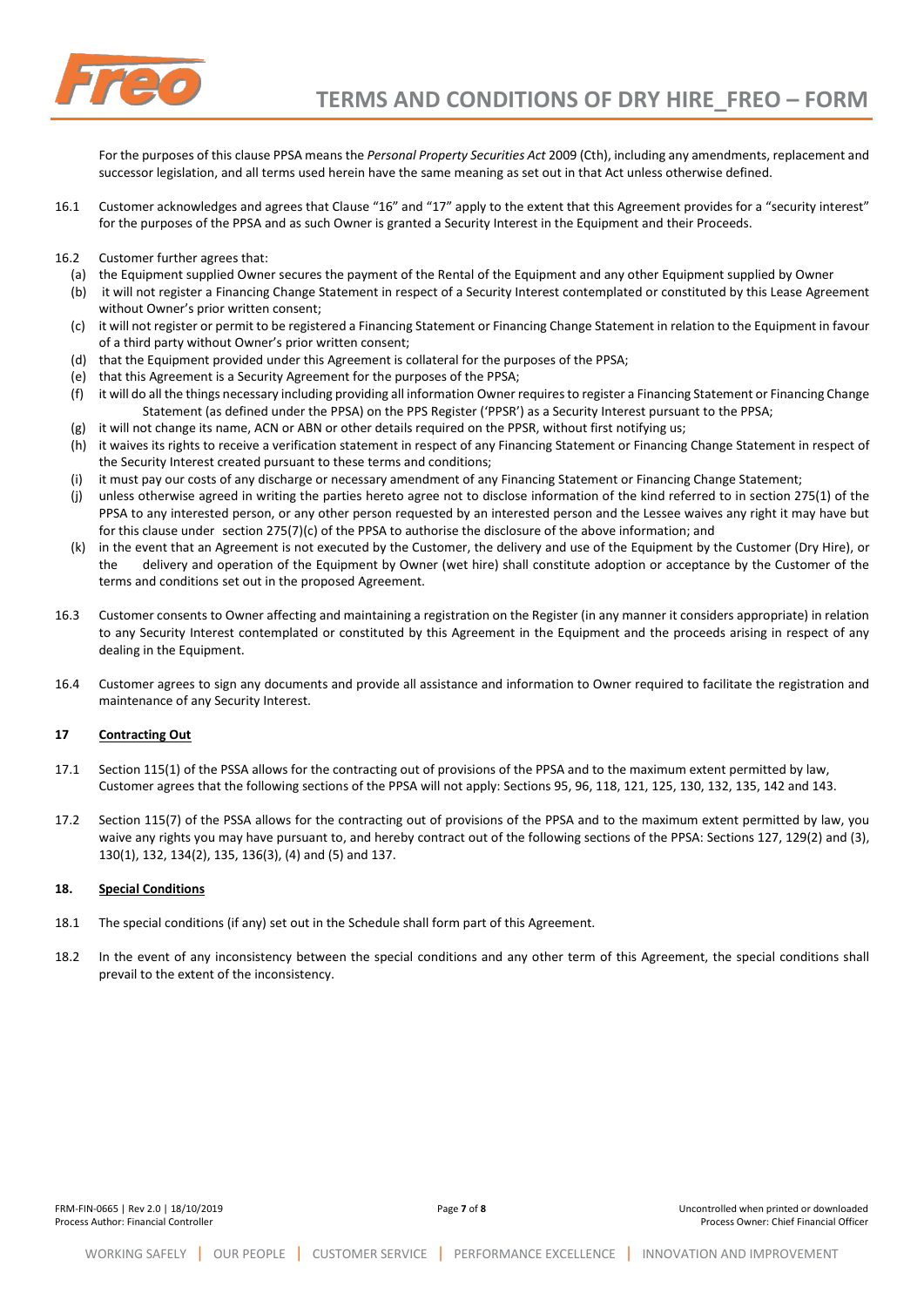For the purposes of this clause PPSA means the *Personal Property Securities Act* 2009 (Cth), including any amendments, replacement and successor legislation, and all terms used herein have the same meaning as set out in that Act unless otherwise defined.

16.1 Customer acknowledges and agrees that Clause "16" and "17" apply to the extent that this Agreement provides for a "security interest" for the purposes of the PPSA and as such Owner is granted a Security Interest in the Equipment and their Proceeds.

16.2 Customer further agrees that:

(a) the Equipment supplied Owner secures the payment of the Rental of the Equipment and any other Equipment supplied by Owner

(b) it will not register a Financing Change Statement in respect of a Security Interest contemplated or constituted by this Lease Agreement without Owner's prior written consent;

(c) it will not register or permit to be registered a Financing Statement or Financing Change Statement in relation to the Equipment in favour of a third party without Owner's prior written consent;

(d) that the Equipment provided under this Agreement is collateral for the purposes of the PPSA;

(e) that this Agreement is a Security Agreement for the purposes of the PPSA;

(f) it will do all the things necessary including providing all information Owner requires to register a Financing Statement or Financing Change Statement (as defined under the PPSA) on the PPS Register ('PPSR') as a Security Interest pursuant to the PPSA;

(g) it will not change its name, ACN or ABN or other details required on the PPSR, without first notifying us;

(h) it waives its rights to receive a verification statement in respect of any Financing Statement or Financing Change Statement in respect of the Security Interest created pursuant to these terms and conditions;

(i) it must pay our costs of any discharge or necessary amendment of any Financing Statement or Financing Change Statement;

(j) unless otherwise agreed in writing the parties hereto agree not to disclose information of the kind referred to in section 275(1) of the PPSA to any interested person, or any other person requested by an interested person and the Lessee waives any right it may have but for this clause under section 275(7)(c) of the PPSA to authorise the disclosure of the above information; and

(k) in the event that an Agreement is not executed by the Customer, the delivery and use of the Equipment by the Customer (Dry Hire), or the delivery and operation of the Equipment by Owner (wet hire) shall constitute adoption or acceptance by the Customer of the terms and conditions set out in the proposed Agreement.

16.3 Customer consents to Owner affecting and maintaining a registration on the Register (in any manner it considers appropriate) in relation to any Security Interest contemplated or constituted by this Agreement in the Equipment and the proceeds arising in respect of any dealing in the Equipment.

16.4 Customer agrees to sign any documents and provide all assistance and information to Owner required to facilitate the registration and maintenance of any Security Interest.

**17 Contracting Out**

17.1 Section 115(1) of the PSSA allows for the contracting out of provisions of the PPSA and to the maximum extent permitted by law, Customer agrees that the following sections of the PPSA will not apply: Sections 95, 96, 118, 121, 125, 130, 132, 135, 142 and 143.

17.2 Section 115(7) of the PSSA allows for the contracting out of provisions of the PPSA and to the maximum extent permitted by law, you waive any rights you may have pursuant to, and hereby contract out of the following sections of the PPSA: Sections 127, 129(2) and (3), 130(1), 132, 134(2), 135, 136(3), (4) and (5) and 137.

**18. Special Conditions**

18.1 The special conditions (if any) set out in the Schedule shall form part of this Agreement.

18.2 In the event of any inconsistency between the special conditions and any other term of this Agreement, the special conditions shall prevail to the extent of the inconsistency.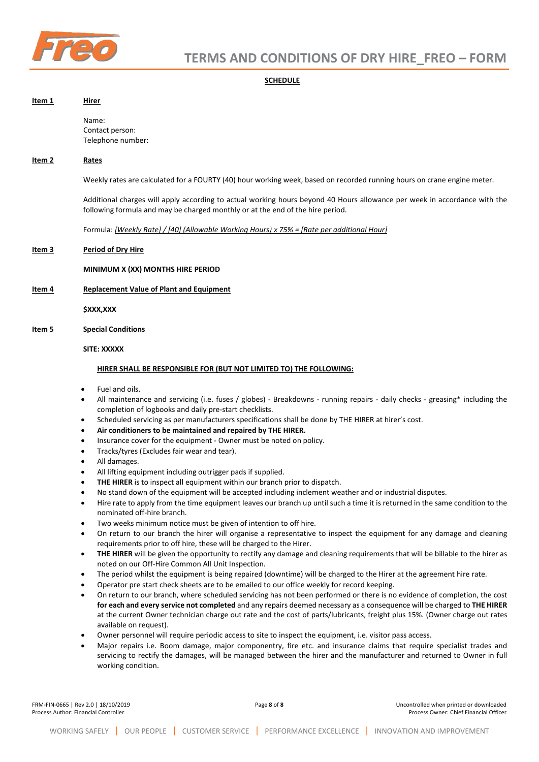**SCHEDULE**

**Item 1 Hirer**

Name:
Contact person:
Telephone number:

**Item 2 Rates**

Weekly rates are calculated for a FOURTY (40) hour working week, based on recorded running hours on crane engine meter.

Additional charges will apply according to actual working hours beyond 40 Hours allowance per week in accordance with the following formula and may be charged monthly or at the end of the hire period.

Formula: *[Weekly Rate] / [40] (Allowable Working Hours) x 75% = [Rate per additional Hour]*

**Item 3 Period of Dry Hire**

**MINIMUM X (XX) MONTHS HIRE PERIOD**

**Item 4 Replacement Value of Plant and Equipment**

**$XXX,XXX**

**Item 5 Special Conditions**

**SITE: XXXXX**

**HIRER SHALL BE RESPONSIBLE FOR (BUT NOT LIMITED TO) THE FOLLOWING:**

- Fuel and oils.
- All maintenance and servicing (i.e. fuses / globes) - Breakdowns - running repairs - daily checks - greasing* including the completion of logbooks and daily pre-start checklists.
- Scheduled servicing as per manufacturers specifications shall be done by THE HIRER at hirer's cost.
- **Air conditioners to be maintained and repaired by THE HIRER.**
- Insurance cover for the equipment - Owner must be noted on policy.
- Tracks/tyres (Excludes fair wear and tear).
- All damages.
- All lifting equipment including outrigger pads if supplied.
- **THE HIRER** is to inspect all equipment within our branch prior to dispatch.
- No stand down of the equipment will be accepted including inclement weather and or industrial disputes.
- Hire rate to apply from the time equipment leaves our branch up until such a time it is returned in the same condition to the nominated off-hire branch.
- Two weeks minimum notice must be given of intention to off hire.
- On return to our branch the hirer will organise a representative to inspect the equipment for any damage and cleaning requirements prior to off hire, these will be charged to the Hirer.
- **THE HIRER** will be given the opportunity to rectify any damage and cleaning requirements that will be billable to the hirer as noted on our Off-Hire Common All Unit Inspection.
- The period whilst the equipment is being repaired (downtime) will be charged to the Hirer at the agreement hire rate.
- Operator pre start check sheets are to be emailed to our office weekly for record keeping.
- On return to our branch, where scheduled servicing has not been performed or there is no evidence of completion, the cost **for each and every service not completed** and any repairs deemed necessary as a consequence will be charged to **THE HIRER** at the current Owner technician charge out rate and the cost of parts/lubricants, freight plus 15%. (Owner charge out rates available on request).
- Owner personnel will require periodic access to site to inspect the equipment, i.e. visitor pass access.
- Major repairs i.e. Boom damage, major componentry, fire etc. and insurance claims that require specialist trades and servicing to rectify the damages, will be managed between the hirer and the manufacturer and returned to Owner in full working condition.